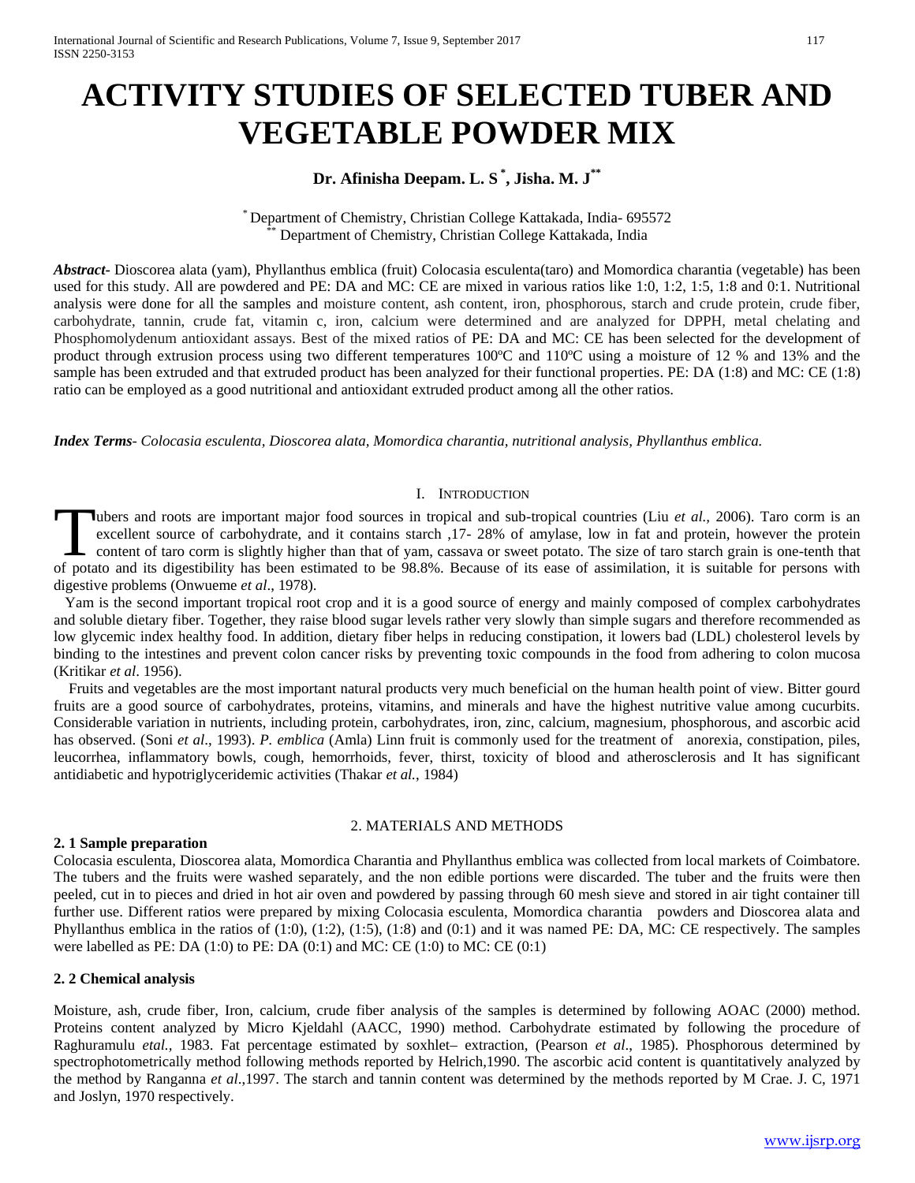# ACTIVITY STUDIES OF SELECTED TUBER AND VEGETABLE POWDER MIX

**Dr. Afinisha Deepam. L. S [*], Jisha. M. J [**]**

[*] Department of Chemistry, Christian College Kattakada, India- 695572
[**] Department of Chemistry, Christian College Kattakada, India

***Abstract***- Dioscorea alata (yam), Phyllanthus emblica (fruit) Colocasia esculenta(taro) and Momordica charantia (vegetable) has been used for this study. All are powdered and PE: DA and MC: CE are mixed in various ratios like 1:0, 1:2, 1:5, 1:8 and 0:1. Nutritional analysis were done for all the samples and moisture content, ash content, iron, phosphorous, starch and crude protein, crude fiber, carbohydrate, tannin, crude fat, vitamin c, iron, calcium were determined and are analyzed for DPPH, metal chelating and Phosphomolydenum antioxidant assays. Best of the mixed ratios of PE: DA and MC: CE has been selected for the development of product through extrusion process using two different temperatures 100ºC and 110ºC using a moisture of 12 % and 13% and the sample has been extruded and that extruded product has been analyzed for their functional properties. PE: DA (1:8) and MC: CE (1:8) ratio can be employed as a good nutritional and antioxidant extruded product among all the other ratios.

***Index Terms***- *Colocasia esculenta, Dioscorea alata, Momordica charantia, nutritional analysis, Phyllanthus emblica.*

## I. Introduction

Tubers and roots are important major food sources in tropical and sub-tropical countries (Liu *et al.,* 2006). Taro corm is an excellent source of carbohydrate, and it contains starch ,17- 28% of amylase, low in fat and protein, however the protein content of taro corm is slightly higher than that of yam, cassava or sweet potato. The size of taro starch grain is one-tenth that of potato and its digestibility has been estimated to be 98.8%. Because of its ease of assimilation, it is suitable for persons with digestive problems (Onwueme *et al*., 1978).

Yam is the second important tropical root crop and it is a good source of energy and mainly composed of complex carbohydrates and soluble dietary fiber. Together, they raise blood sugar levels rather very slowly than simple sugars and therefore recommended as low glycemic index healthy food. In addition, dietary fiber helps in reducing constipation, it lowers bad (LDL) cholesterol levels by binding to the intestines and prevent colon cancer risks by preventing toxic compounds in the food from adhering to colon mucosa (Kritikar *et al*. 1956).

Fruits and vegetables are the most important natural products very much beneficial on the human health point of view. Bitter gourd fruits are a good source of carbohydrates, proteins, vitamins, and minerals and have the highest nutritive value among cucurbits. Considerable variation in nutrients, including protein, carbohydrates, iron, zinc, calcium, magnesium, phosphorous, and ascorbic acid has observed. (Soni *et al*., 1993). *P. emblica* (Amla) Linn fruit is commonly used for the treatment of anorexia, constipation, piles, leucorrhea, inflammatory bowls, cough, hemorrhoids, fever, thirst, toxicity of blood and atherosclerosis and It has significant antidiabetic and hypotriglyceridemic activities (Thakar *et al.,* 1984)

## 2. MATERIALS AND METHODS

### 2. 1 Sample preparation

Colocasia esculenta, Dioscorea alata, Momordica Charantia and Phyllanthus emblica was collected from local markets of Coimbatore. The tubers and the fruits were washed separately, and the non edible portions were discarded. The tuber and the fruits were then peeled, cut in to pieces and dried in hot air oven and powdered by passing through 60 mesh sieve and stored in air tight container till further use. Different ratios were prepared by mixing Colocasia esculenta, Momordica charantia powders and Dioscorea alata and Phyllanthus emblica in the ratios of (1:0), (1:2), (1:5), (1:8) and (0:1) and it was named PE: DA, MC: CE respectively. The samples were labelled as PE: DA (1:0) to PE: DA (0:1) and MC: CE (1:0) to MC: CE (0:1)

### 2. 2 Chemical analysis

Moisture, ash, crude fiber, Iron, calcium, crude fiber analysis of the samples is determined by following AOAC (2000) method. Proteins content analyzed by Micro Kjeldahl (AACC, 1990) method. Carbohydrate estimated by following the procedure of Raghuramulu *etal.,* 1983. Fat percentage estimated by soxhlet– extraction, (Pearson *et al*., 1985). Phosphorous determined by spectrophotometrically method following methods reported by Helrich,1990. The ascorbic acid content is quantitatively analyzed by the method by Ranganna *et al*.,1997. The starch and tannin content was determined by the methods reported by M Crae. J. C, 1971 and Joslyn, 1970 respectively.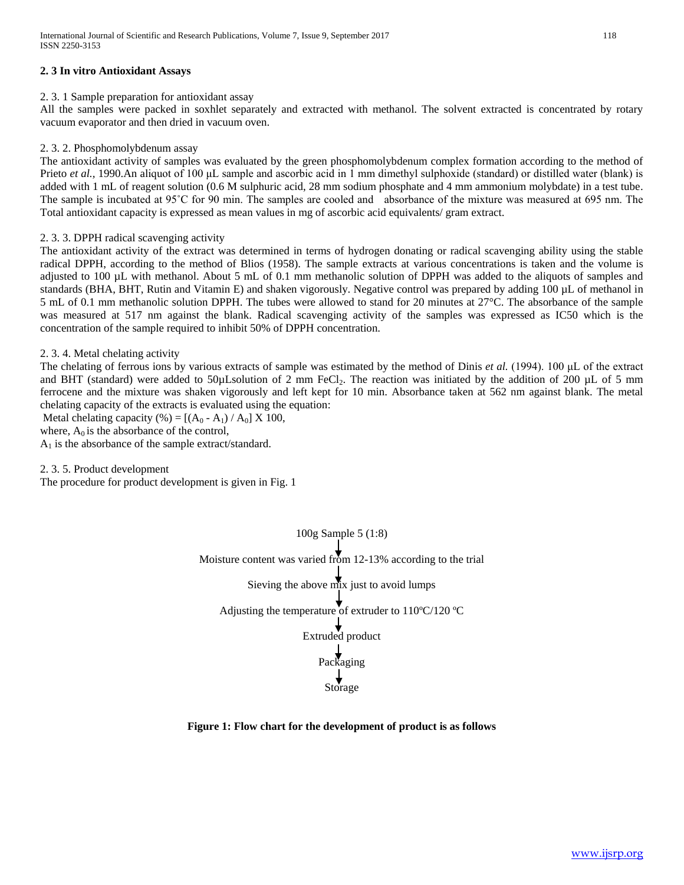**2. 3 In vitro Antioxidant Assays**

2. 3. 1 Sample preparation for antioxidant assay

All the samples were packed in soxhlet separately and extracted with methanol. The solvent extracted is concentrated by rotary vacuum evaporator and then dried in vacuum oven.

2. 3. 2. Phosphomolybdenum assay

The antioxidant activity of samples was evaluated by the green phosphomolybdenum complex formation according to the method of Prieto *et al.,* 1990.An aliquot of 100 µL sample and ascorbic acid in 1 mm dimethyl sulphoxide (standard) or distilled water (blank) is added with 1 mL of reagent solution (0.6 M sulphuric acid, 28 mm sodium phosphate and 4 mm ammonium molybdate) in a test tube. The sample is incubated at 95˚C for 90 min. The samples are cooled and absorbance of the mixture was measured at 695 nm. The Total antioxidant capacity is expressed as mean values in mg of ascorbic acid equivalents/ gram extract.

2. 3. 3. DPPH radical scavenging activity

The antioxidant activity of the extract was determined in terms of hydrogen donating or radical scavenging ability using the stable radical DPPH, according to the method of Blios (1958). The sample extracts at various concentrations is taken and the volume is adjusted to 100 µL with methanol. About 5 mL of 0.1 mm methanolic solution of DPPH was added to the aliquots of samples and standards (BHA, BHT, Rutin and Vitamin E) and shaken vigorously. Negative control was prepared by adding 100 µL of methanol in 5 mL of 0.1 mm methanolic solution DPPH. The tubes were allowed to stand for 20 minutes at 27°C. The absorbance of the sample was measured at 517 nm against the blank. Radical scavenging activity of the samples was expressed as IC50 which is the concentration of the sample required to inhibit 50% of DPPH concentration.

2. 3. 4. Metal chelating activity

The chelating of ferrous ions by various extracts of sample was estimated by the method of Dinis *et al.* (1994). 100 µL of the extract and BHT (standard) were added to 50µLsolution of 2 mm $FeCl_2$. The reaction was initiated by the addition of 200 µL of 5 mm ferrocene and the mixture was shaken vigorously and left kept for 10 min. Absorbance taken at 562 nm against blank. The metal chelating capacity of the extracts is evaluated using the equation:

Metal chelating capacity (%) = $[(A_0 - A_1) / A_0] \times 100$,

where, $A_0$ is the absorbance of the control,

$A_1$ is the absorbance of the sample extract/standard.

2. 3. 5. Product development

The procedure for product development is given in Fig. 1

100g Sample 5 (1:8)
↓
Moisture content was varied from 12-13% according to the trial
↓
Sieving the above mix just to avoid lumps
↓
Adjusting the temperature of extruder to 110ºC/120 ºC
↓
Extruded product
↓
Packaging
↓
Storage

**Figure 1: Flow chart for the development of product is as follows**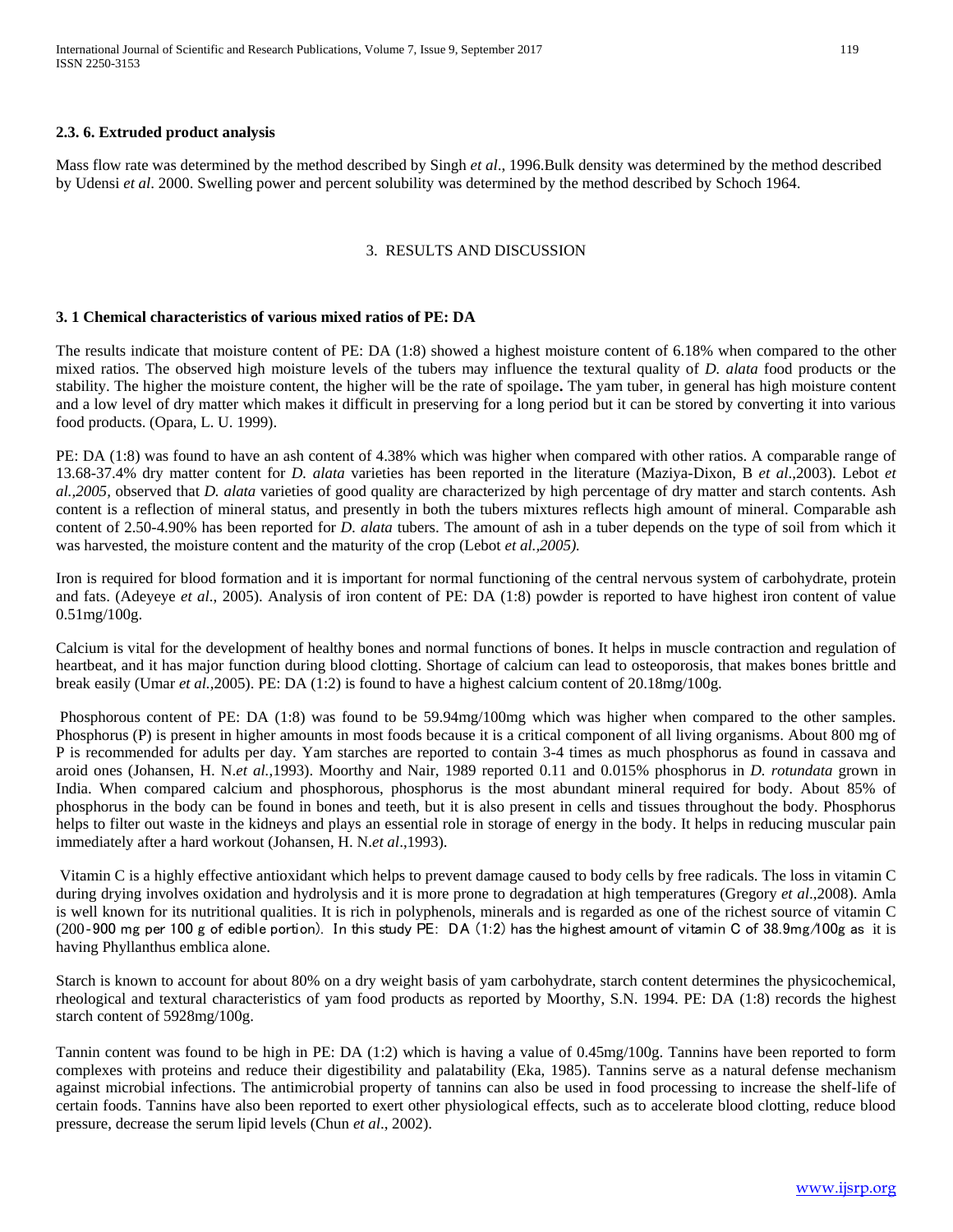### 2.3. 6. Extruded product analysis

Mass flow rate was determined by the method described by Singh *et al*., 1996.Bulk density was determined by the method described by Udensi *et al*. 2000. Swelling power and percent solubility was determined by the method described by Schoch 1964.

## 3. RESULTS AND DISCUSSION

### 3. 1 Chemical characteristics of various mixed ratios of PE: DA

The results indicate that moisture content of PE: DA (1:8) showed a highest moisture content of 6.18% when compared to the other mixed ratios. The observed high moisture levels of the tubers may influence the textural quality of *D. alata* food products or the stability. The higher the moisture content, the higher will be the rate of spoilage**.** The yam tuber, in general has high moisture content and a low level of dry matter which makes it difficult in preserving for a long period but it can be stored by converting it into various food products. (Opara, L. U. 1999).

PE: DA (1:8) was found to have an ash content of 4.38% which was higher when compared with other ratios. A comparable range of 13.68-37.4% dry matter content for *D. alata* varieties has been reported in the literature (Maziya-Dixon, B *et al*.,2003). Lebot *et al.,2005,* observed that *D. alata* varieties of good quality are characterized by high percentage of dry matter and starch contents. Ash content is a reflection of mineral status, and presently in both the tubers mixtures reflects high amount of mineral. Comparable ash content of 2.50-4.90% has been reported for *D. alata* tubers. The amount of ash in a tuber depends on the type of soil from which it was harvested, the moisture content and the maturity of the crop (Lebot *et al.,2005).*

Iron is required for blood formation and it is important for normal functioning of the central nervous system of carbohydrate, protein and fats. (Adeyeye *et al*., 2005). Analysis of iron content of PE: DA (1:8) powder is reported to have highest iron content of value 0.51mg/100g.

Calcium is vital for the development of healthy bones and normal functions of bones. It helps in muscle contraction and regulation of heartbeat, and it has major function during blood clotting. Shortage of calcium can lead to osteoporosis, that makes bones brittle and break easily (Umar *et al.,*2005). PE: DA (1:2) is found to have a highest calcium content of 20.18mg/100g.

Phosphorous content of PE: DA (1:8) was found to be 59.94mg/100mg which was higher when compared to the other samples. Phosphorus (P) is present in higher amounts in most foods because it is a critical component of all living organisms. About 800 mg of P is recommended for adults per day. Yam starches are reported to contain 3-4 times as much phosphorus as found in cassava and aroid ones (Johansen, H. N.*et al.,*1993). Moorthy and Nair, 1989 reported 0.11 and 0.015% phosphorus in *D. rotundata* grown in India. When compared calcium and phosphorous, phosphorus is the most abundant mineral required for body. About 85% of phosphorus in the body can be found in bones and teeth, but it is also present in cells and tissues throughout the body. Phosphorus helps to filter out waste in the kidneys and plays an essential role in storage of energy in the body. It helps in reducing muscular pain immediately after a hard workout (Johansen, H. N.*et al*.,1993).

Vitamin C is a highly effective antioxidant which helps to prevent damage caused to body cells by free radicals. The loss in vitamin C during drying involves oxidation and hydrolysis and it is more prone to degradation at high temperatures (Gregory *et al*.,2008). Amla is well known for its nutritional qualities. It is rich in polyphenols, minerals and is regarded as one of the richest source of vitamin C (200-900 mg per 100 g of edible portion). In this study PE: DA (1:2) has the highest amount of vitamin C of 38.9mg/100g as it is having Phyllanthus emblica alone.

Starch is known to account for about 80% on a dry weight basis of yam carbohydrate, starch content determines the physicochemical, rheological and textural characteristics of yam food products as reported by Moorthy, S.N. 1994. PE: DA (1:8) records the highest starch content of 5928mg/100g.

Tannin content was found to be high in PE: DA (1:2) which is having a value of 0.45mg/100g. Tannins have been reported to form complexes with proteins and reduce their digestibility and palatability (Eka, 1985). Tannins serve as a natural defense mechanism against microbial infections. The antimicrobial property of tannins can also be used in food processing to increase the shelf-life of certain foods. Tannins have also been reported to exert other physiological effects, such as to accelerate blood clotting, reduce blood pressure, decrease the serum lipid levels (Chun *et al*., 2002).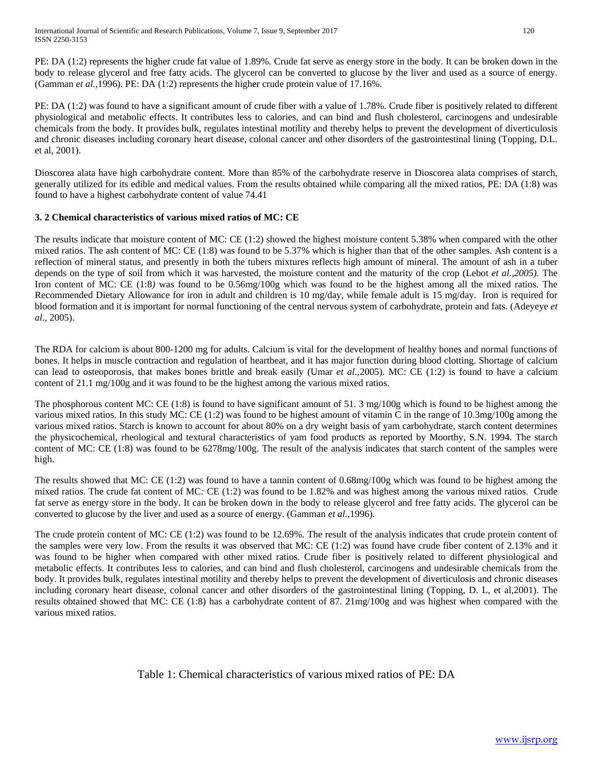PE: DA (1:2) represents the higher crude fat value of 1.89%. Crude fat serve as energy store in the body. It can be broken down in the body to release glycerol and free fatty acids. The glycerol can be converted to glucose by the liver and used as a source of energy. (Gamman *et al.*,1996). PE: DA (1:2) represents the higher crude protein value of 17.16%.

PE: DA (1:2) was found to have a significant amount of crude fiber with a value of 1.78%. Crude fiber is positively related to different physiological and metabolic effects. It contributes less to calories, and can bind and flush cholesterol, carcinogens and undesirable chemicals from the body. It provides bulk, regulates intestinal motility and thereby helps to prevent the development of diverticulosis and chronic diseases including coronary heart disease, colonal cancer and other disorders of the gastrointestinal lining (Topping, D.L. et al, 2001).

Dioscorea alata have high carbohydrate content. More than 85% of the carbohydrate reserve in Dioscorea alata comprises of starch, generally utilized for its edible and medical values. From the results obtained while comparing all the mixed ratios, PE: DA (1:8) was found to have a highest carbohydrate content of value 74.41

### 3. 2 Chemical characteristics of various mixed ratios of MC: CE

The results indicate that moisture content of MC: CE (1:2) showed the highest moisture content 5.38% when compared with the other mixed ratios. The ash content of MC: CE (1:8) was found to be 5.37% which is higher than that of the other samples. Ash content is a reflection of mineral status, and presently in both the tubers mixtures reflects high amount of mineral. The amount of ash in a tuber depends on the type of soil from which it was harvested, the moisture content and the maturity of the crop (Lebot *et al.,2005).* The Iron content of MC: CE (1:8*)* was found to be 0.56mg/100g which was found to be the highest among all the mixed ratios. The Recommended Dietary Allowance for iron in adult and children is 10 mg/day, while female adult is 15 mg/day. Iron is required for blood formation and it is important for normal functioning of the central nervous system of carbohydrate, protein and fats. (Adeyeye *et al*., 2005).

The RDA for calcium is about 800-1200 mg for adults. Calcium is vital for the development of healthy bones and normal functions of bones. It helps in muscle contraction and regulation of heartbeat, and it has major function during blood clotting. Shortage of calcium can lead to osteoporosis, that makes bones brittle and break easily (Umar *et al.,*2005). MC: CE (1:2) is found to have a calcium content of 21.1 mg/100g and it was found to be the highest among the various mixed ratios.

The phosphorous content MC: CE (1:8) is found to have significant amount of 51. 3 mg/100g which is found to be highest among the various mixed ratios. In this study MC: CE (1:2) was found to be highest amount of vitamin C in the range of 10.3mg/100g among the various mixed ratios. Starch is known to account for about 80% on a dry weight basis of yam carbohydrate, starch content determines the physicochemical, rheological and textural characteristics of yam food products as reported by Moorthy, S.N. 1994. The starch content of MC: CE (1:8) was found to be 6278mg/100g. The result of the analysis indicates that starch content of the samples were high.

The results showed that MC: CE (1:2) was found to have a tannin content of 0.68mg/100g which was found to be highest among the mixed ratios. The crude fat content of MC*:* CE (1:2) was found to be 1.82% and was highest among the various mixed ratios. Crude fat serve as energy store in the body. It can be broken down in the body to release glycerol and free fatty acids. The glycerol can be converted to glucose by the liver and used as a source of energy. (Gamman *et al.,*1996).

The crude protein content of MC: CE (1:2) was found to be 12.69%. The result of the analysis indicates that crude protein content of the samples were very low. From the results it was observed that MC: CE (1:2) was found have crude fiber content of 2.13% and it was found to be higher when compared with other mixed ratios. Crude fiber is positively related to different physiological and metabolic effects. It contributes less to calories, and can bind and flush cholesterol, carcinogens and undesirable chemicals from the body. It provides bulk, regulates intestinal motility and thereby helps to prevent the development of diverticulosis and chronic diseases including coronary heart disease, colonal cancer and other disorders of the gastrointestinal lining (Topping, D. L, et al,2001). The results obtained showed that MC: CE (1:8) has a carbohydrate content of 87. 21mg/100g and was highest when compared with the various mixed ratios.

Table 1: Chemical characteristics of various mixed ratios of PE: DA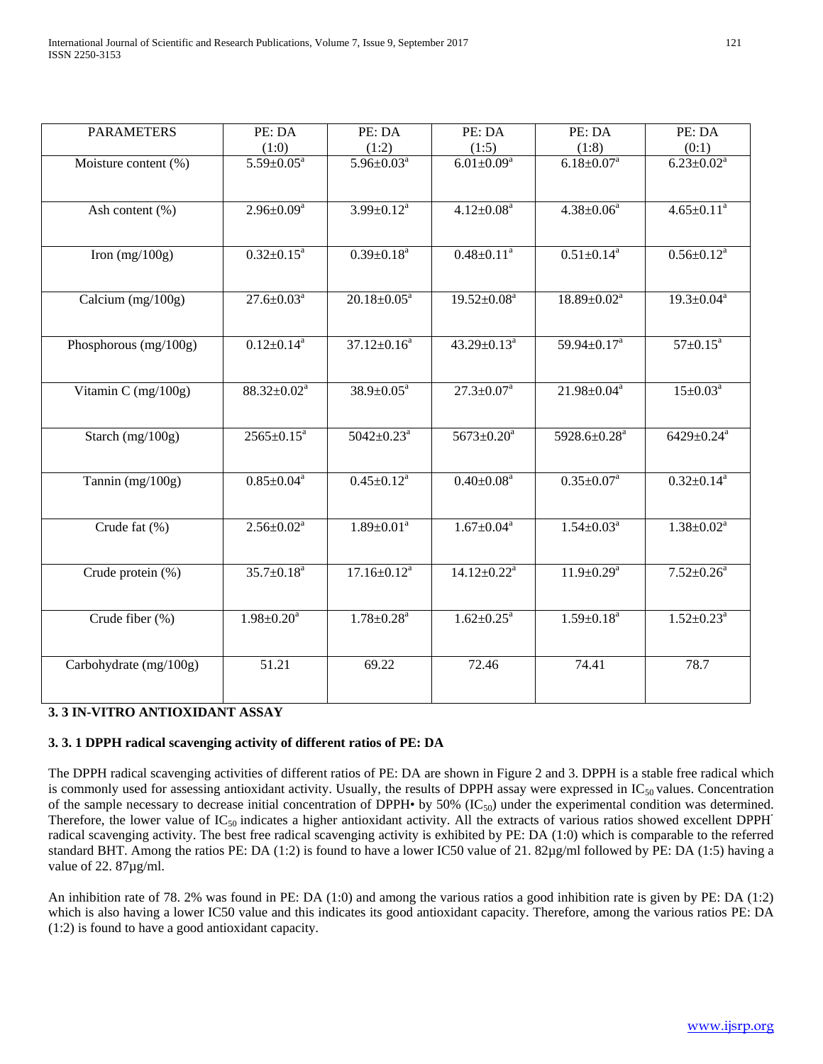| PARAMETERS | PE: DA (1:0) | PE: DA (1:2) | PE: DA (1:5) | PE: DA (1:8) | PE: DA (0:1) |
|---|---|---|---|---|---|
| Moisture content (%) | 5.59±0.05[a] | 5.96±0.03[a] | 6.01±0.09[a] | 6.18±0.07[a] | 6.23±0.02[a] |
| Ash content (%) | 2.96±0.09[a] | 3.99±0.12[a] | 4.12±0.08[a] | 4.38±0.06[a] | 4.65±0.11[a] |
| Iron (mg/100g) | 0.32±0.15[a] | 0.39±0.18[a] | 0.48±0.11[a] | 0.51±0.14[a] | 0.56±0.12[a] |
| Calcium (mg/100g) | 27.6±0.03[a] | 20.18±0.05[a] | 19.52±0.08[a] | 18.89±0.02[a] | 19.3±0.04[a] |
| Phosphorous (mg/100g) | 0.12±0.14[a] | 37.12±0.16[a] | 43.29±0.13[a] | 59.94±0.17[a] | 57±0.15[a] |
| Vitamin C (mg/100g) | 88.32±0.02[a] | 38.9±0.05[a] | 27.3±0.07[a] | 21.98±0.04[a] | 15±0.03[a] |
| Starch (mg/100g) | 2565±0.15[a] | 5042±0.23[a] | 5673±0.20[a] | 5928.6±0.28[a] | 6429±0.24[a] |
| Tannin (mg/100g) | 0.85±0.04[a] | 0.45±0.12[a] | 0.40±0.08[a] | 0.35±0.07[a] | 0.32±0.14[a] |
| Crude fat (%) | 2.56±0.02[a] | 1.89±0.01[a] | 1.67±0.04[a] | 1.54±0.03[a] | 1.38±0.02[a] |
| Crude protein (%) | 35.7±0.18[a] | 17.16±0.12[a] | 14.12±0.22[a] | 11.9±0.29[a] | 7.52±0.26[a] |
| Crude fiber (%) | 1.98±0.20[a] | 1.78±0.28[a] | 1.62±0.25[a] | 1.59±0.18[a] | 1.52±0.23[a] |
| Carbohydrate (mg/100g) | 51.21 | 69.22 | 72.46 | 74.41 | 78.7 |

### 3. 3 IN-VITRO ANTIOXIDANT ASSAY

#### 3. 3. 1 DPPH radical scavenging activity of different ratios of PE: DA

The DPPH radical scavenging activities of different ratios of PE: DA are shown in Figure 2 and 3. DPPH is a stable free radical which is commonly used for assessing antioxidant activity. Usually, the results of DPPH assay were expressed in $IC_{50}$ values. Concentration of the sample necessary to decrease initial concentration of DPPH• by 50% ($IC_{50}$) under the experimental condition was determined. Therefore, the lower value of $IC_{50}$ indicates a higher antioxidant activity. All the extracts of various ratios showed excellent $DPPH^{\cdot}$ radical scavenging activity. The best free radical scavenging activity is exhibited by PE: DA (1:0) which is comparable to the referred standard BHT. Among the ratios PE: DA (1:2) is found to have a lower IC50 value of 21. 82µg/ml followed by PE: DA (1:5) having a value of 22. 87µg/ml.

An inhibition rate of 78. 2% was found in PE: DA (1:0) and among the various ratios a good inhibition rate is given by PE: DA (1:2) which is also having a lower IC50 value and this indicates its good antioxidant capacity. Therefore, among the various ratios PE: DA (1:2) is found to have a good antioxidant capacity.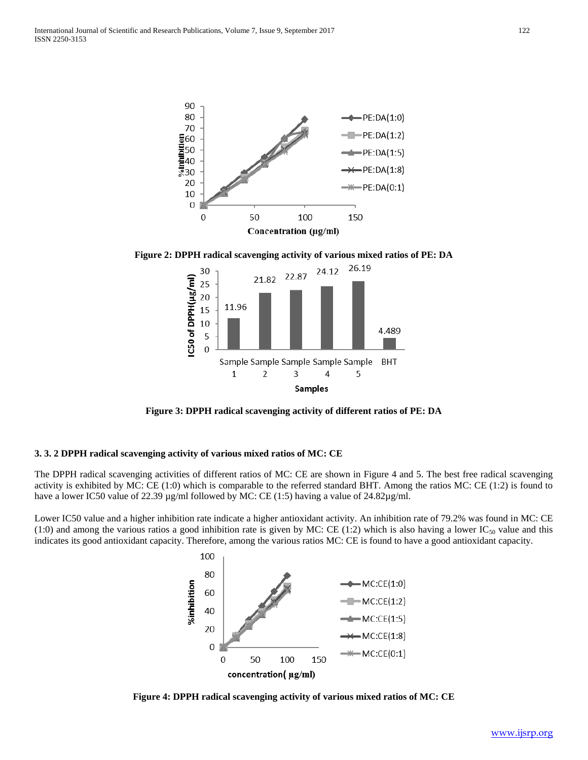Figure 2: DPPH radical scavenging activity of various mixed ratios of PE: DA

Figure 3: DPPH radical scavenging activity of different ratios of PE: DA

### 3. 3. 2 DPPH radical scavenging activity of various mixed ratios of MC: CE

The DPPH radical scavenging activities of different ratios of MC: CE are shown in Figure 4 and 5. The best free radical scavenging activity is exhibited by MC: CE (1:0) which is comparable to the referred standard BHT. Among the ratios MC: CE (1:2) is found to have a lower IC50 value of 22.39 µg/ml followed by MC: CE (1:5) having a value of 24.82µg/ml.

Lower IC50 value and a higher inhibition rate indicate a higher antioxidant activity. An inhibition rate of 79.2% was found in MC: CE (1:0) and among the various ratios a good inhibition rate is given by MC: CE (1:2) which is also having a lower $IC_{50}$ value and this indicates its good antioxidant capacity. Therefore, among the various ratios MC: CE is found to have a good antioxidant capacity.

Figure 4: DPPH radical scavenging activity of various mixed ratios of MC: CE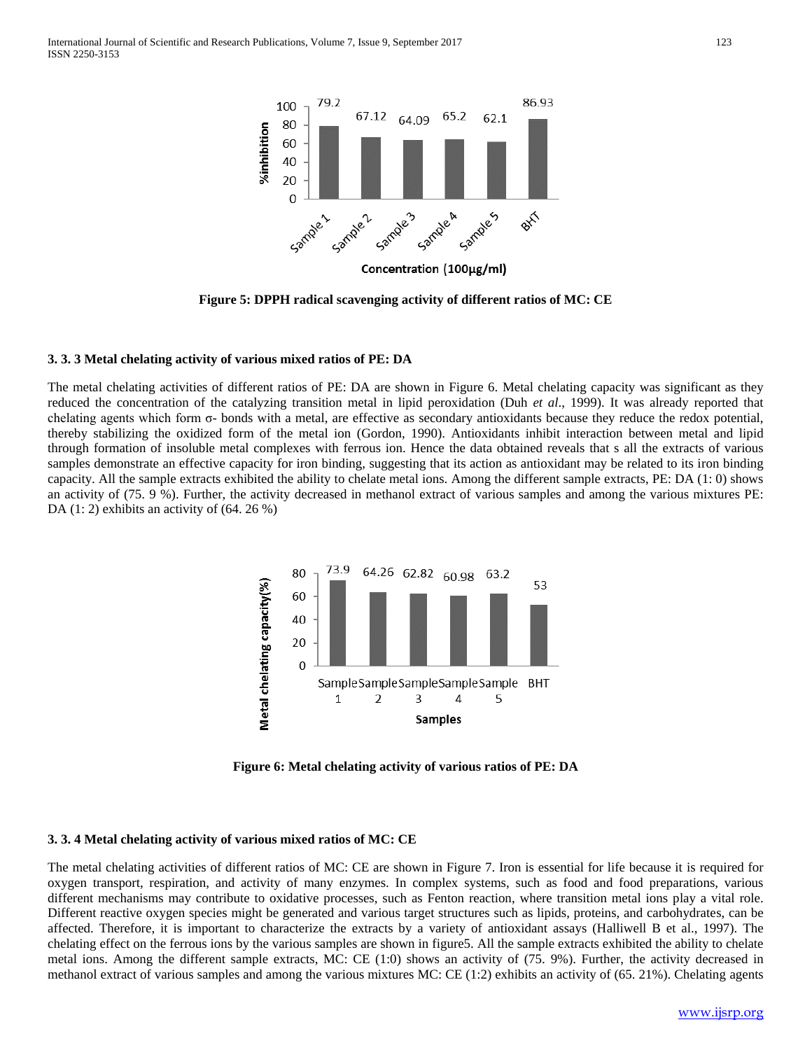Figure 5: DPPH radical scavenging activity of different ratios of MC: CE

### 3. 3. 3 Metal chelating activity of various mixed ratios of PE: DA

The metal chelating activities of different ratios of PE: DA are shown in Figure 6. Metal chelating capacity was significant as they reduced the concentration of the catalyzing transition metal in lipid peroxidation (Duh *et al*., 1999). It was already reported that chelating agents which form σ- bonds with a metal, are effective as secondary antioxidants because they reduce the redox potential, thereby stabilizing the oxidized form of the metal ion (Gordon, 1990). Antioxidants inhibit interaction between metal and lipid through formation of insoluble metal complexes with ferrous ion. Hence the data obtained reveals that s all the extracts of various samples demonstrate an effective capacity for iron binding, suggesting that its action as antioxidant may be related to its iron binding capacity. All the sample extracts exhibited the ability to chelate metal ions. Among the different sample extracts, PE: DA (1: 0) shows an activity of (75. 9 %). Further, the activity decreased in methanol extract of various samples and among the various mixtures PE: DA (1: 2) exhibits an activity of (64. 26 %)

Figure 6: Metal chelating activity of various ratios of PE: DA

### 3. 3. 4 Metal chelating activity of various mixed ratios of MC: CE

The metal chelating activities of different ratios of MC: CE are shown in Figure 7. Iron is essential for life because it is required for oxygen transport, respiration, and activity of many enzymes. In complex systems, such as food and food preparations, various different mechanisms may contribute to oxidative processes, such as Fenton reaction, where transition metal ions play a vital role. Different reactive oxygen species might be generated and various target structures such as lipids, proteins, and carbohydrates, can be affected. Therefore, it is important to characterize the extracts by a variety of antioxidant assays (Halliwell B et al., 1997). The chelating effect on the ferrous ions by the various samples are shown in figure5. All the sample extracts exhibited the ability to chelate metal ions. Among the different sample extracts, MC: CE (1:0) shows an activity of (75. 9%). Further, the activity decreased in methanol extract of various samples and among the various mixtures MC: CE (1:2) exhibits an activity of (65. 21%). Chelating agents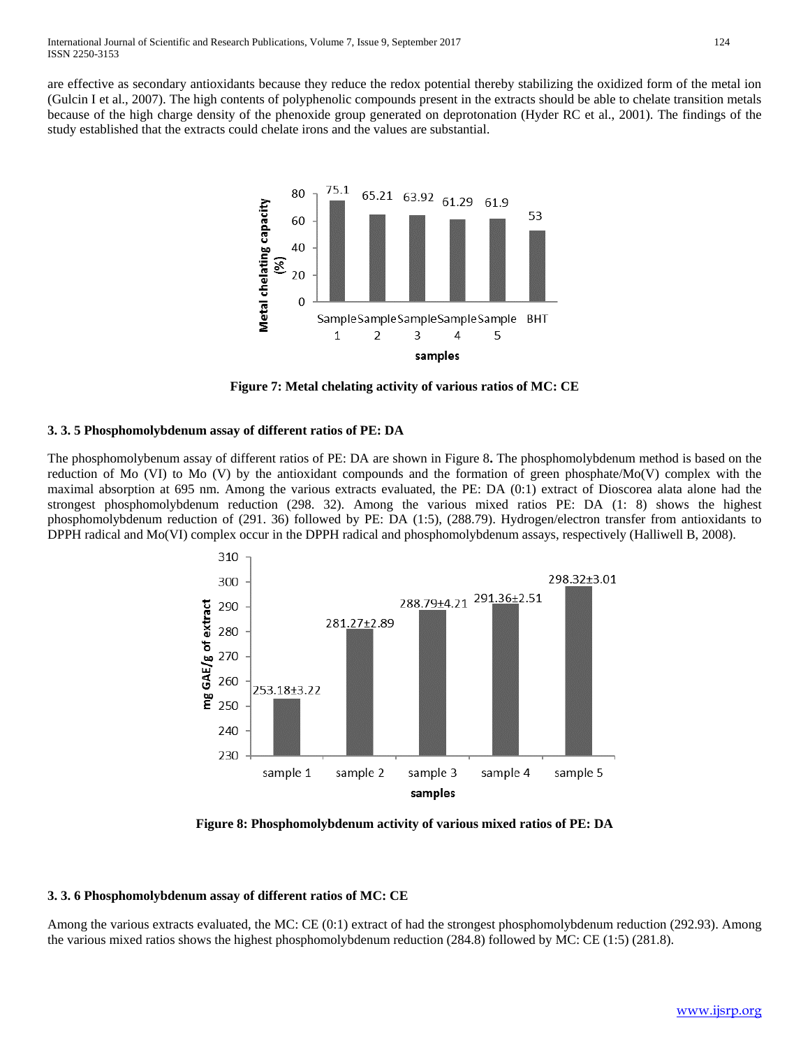are effective as secondary antioxidants because they reduce the redox potential thereby stabilizing the oxidized form of the metal ion (Gulcin I et al., 2007). The high contents of polyphenolic compounds present in the extracts should be able to chelate transition metals because of the high charge density of the phenoxide group generated on deprotonation (Hyder RC et al., 2001). The findings of the study established that the extracts could chelate irons and the values are substantial.

**Figure 7: Metal chelating activity of various ratios of MC: CE**

### 3. 3. 5 Phosphomolybdenum assay of different ratios of PE: DA

The phosphomolybenum assay of different ratios of PE: DA are shown in Figure 8**.** The phosphomolybdenum method is based on the reduction of Mo (VI) to Mo (V) by the antioxidant compounds and the formation of green phosphate/Mo(V) complex with the maximal absorption at 695 nm. Among the various extracts evaluated, the PE: DA (0:1) extract of Dioscorea alata alone had the strongest phosphomolybdenum reduction (298. 32). Among the various mixed ratios PE: DA (1: 8) shows the highest phosphomolybdenum reduction of (291. 36) followed by PE: DA (1:5), (288.79). Hydrogen/electron transfer from antioxidants to DPPH radical and Mo(VI) complex occur in the DPPH radical and phosphomolybdenum assays, respectively (Halliwell B, 2008).

**Figure 8: Phosphomolybdenum activity of various mixed ratios of PE: DA**

### 3. 3. 6 Phosphomolybdenum assay of different ratios of MC: CE

Among the various extracts evaluated, the MC: CE (0:1) extract of had the strongest phosphomolybdenum reduction (292.93). Among the various mixed ratios shows the highest phosphomolybdenum reduction (284.8) followed by MC: CE (1:5) (281.8).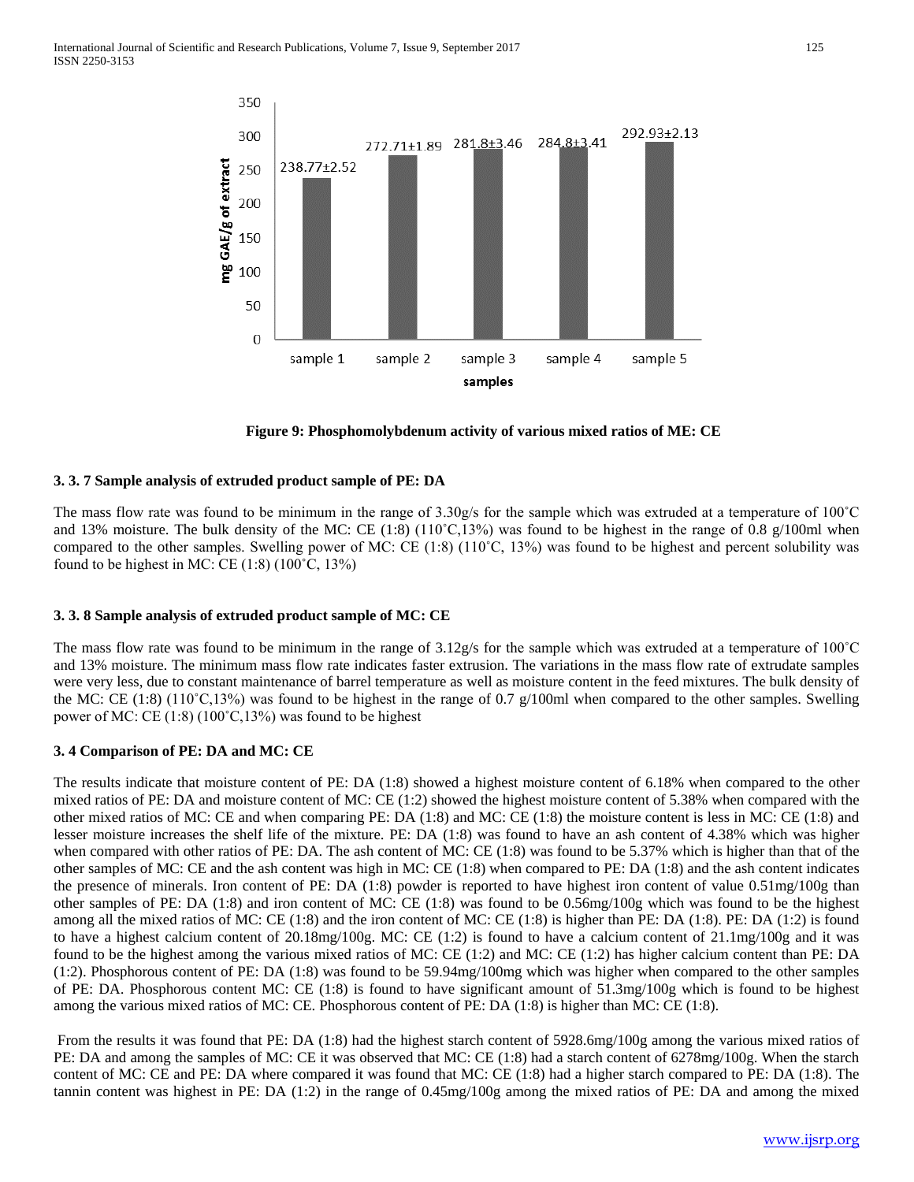Figure 9: Phosphomolybdenum activity of various mixed ratios of ME: CE

### 3. 3. 7 Sample analysis of extruded product sample of PE: DA

The mass flow rate was found to be minimum in the range of 3.30g/s for the sample which was extruded at a temperature of 100˚C and 13% moisture. The bulk density of the MC: CE (1:8) (110˚C,13%) was found to be highest in the range of 0.8 g/100ml when compared to the other samples. Swelling power of MC: CE (1:8) (110˚C, 13%) was found to be highest and percent solubility was found to be highest in MC: CE (1:8) (100˚C, 13%)

### 3. 3. 8 Sample analysis of extruded product sample of MC: CE

The mass flow rate was found to be minimum in the range of 3.12g/s for the sample which was extruded at a temperature of 100˚C and 13% moisture. The minimum mass flow rate indicates faster extrusion. The variations in the mass flow rate of extrudate samples were very less, due to constant maintenance of barrel temperature as well as moisture content in the feed mixtures. The bulk density of the MC: CE (1:8) (110˚C,13%) was found to be highest in the range of 0.7 g/100ml when compared to the other samples. Swelling power of MC: CE (1:8) (100˚C,13%) was found to be highest

### 3. 4 Comparison of PE: DA and MC: CE

The results indicate that moisture content of PE: DA (1:8) showed a highest moisture content of 6.18% when compared to the other mixed ratios of PE: DA and moisture content of MC: CE (1:2) showed the highest moisture content of 5.38% when compared with the other mixed ratios of MC: CE and when comparing PE: DA (1:8) and MC: CE (1:8) the moisture content is less in MC: CE (1:8) and lesser moisture increases the shelf life of the mixture. PE: DA (1:8) was found to have an ash content of 4.38% which was higher when compared with other ratios of PE: DA. The ash content of MC: CE (1:8) was found to be 5.37% which is higher than that of the other samples of MC: CE and the ash content was high in MC: CE (1:8) when compared to PE: DA (1:8) and the ash content indicates the presence of minerals. Iron content of PE: DA (1:8) powder is reported to have highest iron content of value 0.51mg/100g than other samples of PE: DA (1:8) and iron content of MC: CE (1:8) was found to be 0.56mg/100g which was found to be the highest among all the mixed ratios of MC: CE (1:8) and the iron content of MC: CE (1:8) is higher than PE: DA (1:8). PE: DA (1:2) is found to have a highest calcium content of 20.18mg/100g. MC: CE (1:2) is found to have a calcium content of 21.1mg/100g and it was found to be the highest among the various mixed ratios of MC: CE (1:2) and MC: CE (1:2) has higher calcium content than PE: DA (1:2). Phosphorous content of PE: DA (1:8) was found to be 59.94mg/100mg which was higher when compared to the other samples of PE: DA. Phosphorous content MC: CE (1:8) is found to have significant amount of 51.3mg/100g which is found to be highest among the various mixed ratios of MC: CE. Phosphorous content of PE: DA (1:8) is higher than MC: CE (1:8).

From the results it was found that PE: DA (1:8) had the highest starch content of 5928.6mg/100g among the various mixed ratios of PE: DA and among the samples of MC: CE it was observed that MC: CE (1:8) had a starch content of 6278mg/100g. When the starch content of MC: CE and PE: DA where compared it was found that MC: CE (1:8) had a higher starch compared to PE: DA (1:8). The tannin content was highest in PE: DA (1:2) in the range of 0.45mg/100g among the mixed ratios of PE: DA and among the mixed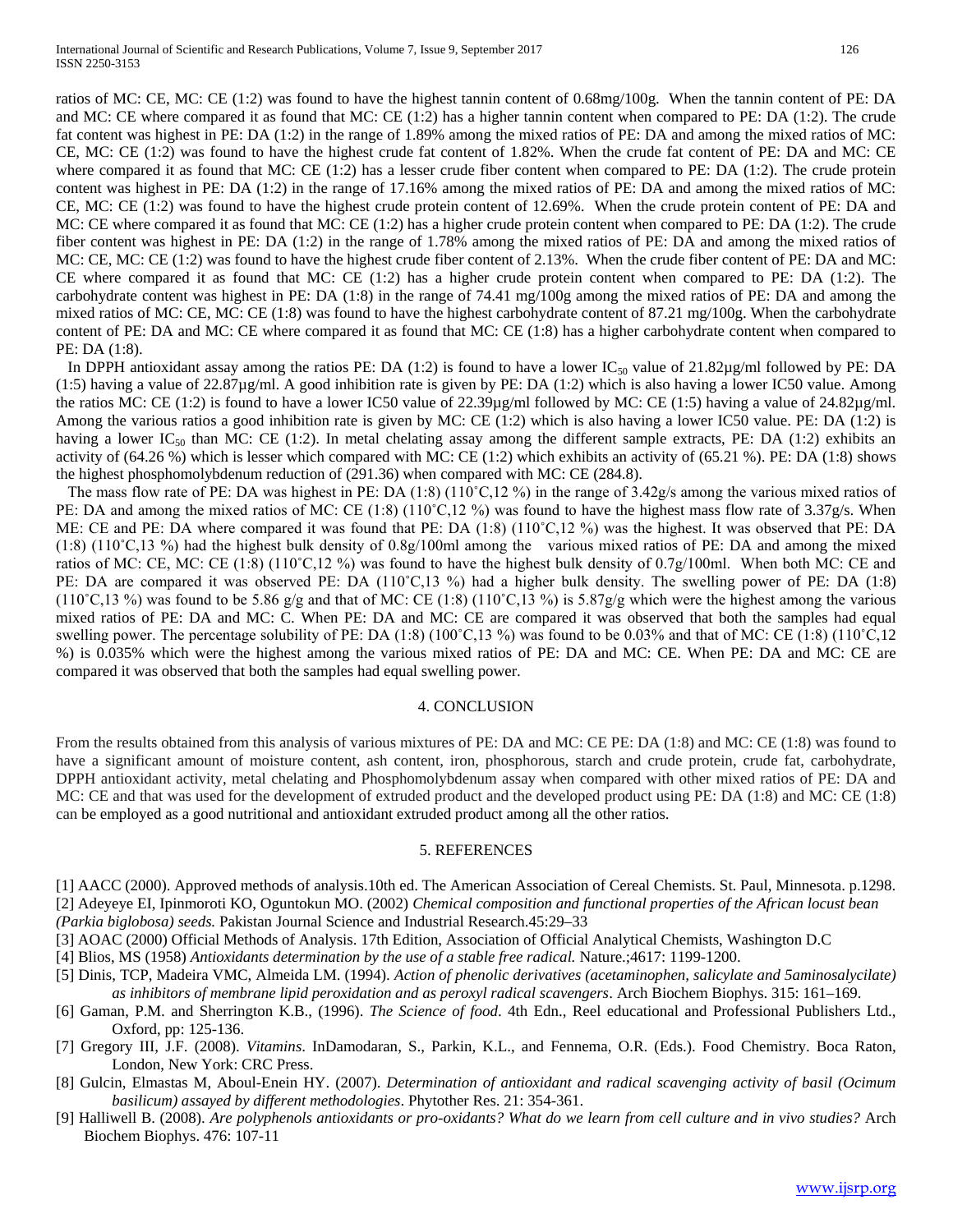ratios of MC: CE, MC: CE (1:2) was found to have the highest tannin content of 0.68mg/100g. When the tannin content of PE: DA and MC: CE where compared it as found that MC: CE (1:2) has a higher tannin content when compared to PE: DA (1:2). The crude fat content was highest in PE: DA (1:2) in the range of 1.89% among the mixed ratios of PE: DA and among the mixed ratios of MC: CE, MC: CE (1:2) was found to have the highest crude fat content of 1.82%. When the crude fat content of PE: DA and MC: CE where compared it as found that MC: CE (1:2) has a lesser crude fiber content when compared to PE: DA (1:2). The crude protein content was highest in PE: DA (1:2) in the range of 17.16% among the mixed ratios of PE: DA and among the mixed ratios of MC: CE, MC: CE (1:2) was found to have the highest crude protein content of 12.69%. When the crude protein content of PE: DA and MC: CE where compared it as found that MC: CE (1:2) has a higher crude protein content when compared to PE: DA (1:2). The crude fiber content was highest in PE: DA (1:2) in the range of 1.78% among the mixed ratios of PE: DA and among the mixed ratios of MC: CE, MC: CE (1:2) was found to have the highest crude fiber content of 2.13%. When the crude fiber content of PE: DA and MC: CE where compared it as found that MC: CE (1:2) has a higher crude protein content when compared to PE: DA (1:2). The carbohydrate content was highest in PE: DA (1:8) in the range of 74.41 mg/100g among the mixed ratios of PE: DA and among the mixed ratios of MC: CE, MC: CE (1:8) was found to have the highest carbohydrate content of 87.21 mg/100g. When the carbohydrate content of PE: DA and MC: CE where compared it as found that MC: CE (1:8) has a higher carbohydrate content when compared to PE: DA (1:8).

In DPPH antioxidant assay among the ratios PE: DA (1:2) is found to have a lower $IC_{50}$ value of 21.82µg/ml followed by PE: DA (1:5) having a value of 22.87µg/ml. A good inhibition rate is given by PE: DA (1:2) which is also having a lower IC50 value. Among the ratios MC: CE (1:2) is found to have a lower IC50 value of 22.39µg/ml followed by MC: CE (1:5) having a value of 24.82µg/ml. Among the various ratios a good inhibition rate is given by MC: CE (1:2) which is also having a lower IC50 value. PE: DA (1:2) is having a lower $IC_{50}$ than MC: CE (1:2). In metal chelating assay among the different sample extracts, PE: DA (1:2) exhibits an activity of (64.26 %) which is lesser which compared with MC: CE (1:2) which exhibits an activity of (65.21 %). PE: DA (1:8) shows the highest phosphomolybdenum reduction of (291.36) when compared with MC: CE (284.8).

The mass flow rate of PE: DA was highest in PE: DA (1:8) (110˚C,12 %) in the range of 3.42g/s among the various mixed ratios of PE: DA and among the mixed ratios of MC: CE (1:8) (110˚C,12 %) was found to have the highest mass flow rate of 3.37g/s. When ME: CE and PE: DA where compared it was found that PE: DA (1:8) (110˚C,12 %) was the highest. It was observed that PE: DA (1:8) (110˚C,13 %) had the highest bulk density of 0.8g/100ml among the various mixed ratios of PE: DA and among the mixed ratios of MC: CE, MC: CE (1:8) (110˚C,12 %) was found to have the highest bulk density of 0.7g/100ml. When both MC: CE and PE: DA are compared it was observed PE: DA (110˚C,13 %) had a higher bulk density. The swelling power of PE: DA (1:8) (110˚C,13 %) was found to be 5.86 g/g and that of MC: CE (1:8) (110˚C,13 %) is 5.87g/g which were the highest among the various mixed ratios of PE: DA and MC: C. When PE: DA and MC: CE are compared it was observed that both the samples had equal swelling power. The percentage solubility of PE: DA (1:8) (100˚C,13 %) was found to be 0.03% and that of MC: CE (1:8) (110˚C,12 %) is 0.035% which were the highest among the various mixed ratios of PE: DA and MC: CE. When PE: DA and MC: CE are compared it was observed that both the samples had equal swelling power.

## 4. CONCLUSION

From the results obtained from this analysis of various mixtures of PE: DA and MC: CE PE: DA (1:8) and MC: CE (1:8) was found to have a significant amount of moisture content, ash content, iron, phosphorous, starch and crude protein, crude fat, carbohydrate, DPPH antioxidant activity, metal chelating and Phosphomolybdenum assay when compared with other mixed ratios of PE: DA and MC: CE and that was used for the development of extruded product and the developed product using PE: DA (1:8) and MC: CE (1:8) can be employed as a good nutritional and antioxidant extruded product among all the other ratios.

## 5. REFERENCES

[1] AACC (2000). Approved methods of analysis.10th ed. The American Association of Cereal Chemists. St. Paul, Minnesota. p.1298.

[2] Adeyeye EI, Ipinmoroti KO, Oguntokun MO. (2002) *Chemical composition and functional properties of the African locust bean (Parkia biglobosa) seeds.* Pakistan Journal Science and Industrial Research.45:29–33

[3] AOAC (2000) Official Methods of Analysis. 17th Edition, Association of Official Analytical Chemists, Washington D.C

[4] Blios, MS (1958) *Antioxidants determination by the use of a stable free radical.* Nature.;4617: 1199-1200.

[5] Dinis, TCP, Madeira VMC, Almeida LM. (1994). *Action of phenolic derivatives (acetaminophen, salicylate and 5aminosalycilate) as inhibitors of membrane lipid peroxidation and as peroxyl radical scavengers*. Arch Biochem Biophys. 315: 161–169.

[6] Gaman, P.M. and Sherrington K.B., (1996). *The Science of food*. 4th Edn., Reel educational and Professional Publishers Ltd., Oxford, pp: 125-136.

[7] Gregory III, J.F. (2008). *Vitamins*. InDamodaran, S., Parkin, K.L., and Fennema, O.R. (Eds.). Food Chemistry. Boca Raton, London, New York: CRC Press.

[8] Gulcin, Elmastas M, Aboul-Enein HY. (2007). *Determination of antioxidant and radical scavenging activity of basil (Ocimum basilicum) assayed by different methodologies*. Phytother Res. 21: 354-361.

[9] Halliwell B. (2008). *Are polyphenols antioxidants or pro-oxidants? What do we learn from cell culture and in vivo studies?* Arch Biochem Biophys. 476: 107-11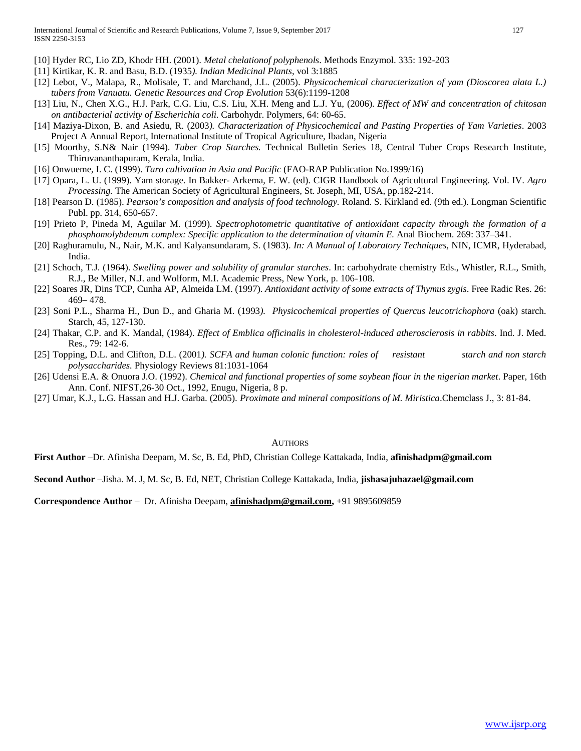[10] Hyder RC, Lio ZD, Khodr HH. (2001). *Metal chelationof polyphenols*. Methods Enzymol. 335: 192-203

[11] Kirtikar, K. R. and Basu, B.D. (1935*). Indian Medicinal Plants*, vol 3:1885

[12] Lebot, V., Malapa, R., Molisale, T. and Marchand, J.L. (2005). *Physicochemical characterization of yam (Dioscorea alata L.) tubers from Vanuatu. Genetic Resources and Crop Evolution* 53(6):1199-1208

[13] Liu, N., Chen X.G., H.J. Park, C.G. Liu, C.S. Liu, X.H. Meng and L.J. Yu, (2006). *Effect of MW and concentration of chitosan on antibacterial activity of Escherichia coli.* Carbohydr. Polymers, 64: 60-65.

[14] Maziya-Dixon, B. and Asiedu, R. (2003*). Characterization of Physicochemical and Pasting Properties of Yam Varieties*. 2003 Project A Annual Report, International Institute of Tropical Agriculture, Ibadan, Nigeria

[15] Moorthy, S.N& Nair (1994). *Tuber Crop Starches.* Technical Bulletin Series 18, Central Tuber Crops Research Institute, Thiruvananthapuram, Kerala, India.

[16] Onwueme, I. C. (1999). *Taro cultivation in Asia and Pacific* (FAO-RAP Publication No.1999/16)

[17] Opara, L. U. (1999). Yam storage. In Bakker- Arkema, F. W. (ed). CIGR Handbook of Agricultural Engineering. Vol. IV. *Agro Processing.* The American Society of Agricultural Engineers, St. Joseph, MI, USA, pp.182-214.

[18] Pearson D. (1985). *Pearson's composition and analysis of food technology.* Roland. S. Kirkland ed. (9th ed.). Longman Scientific Publ. pp. 314, 650-657.

[19] Prieto P, Pineda M, Aguilar M. (1999). *Spectrophotometric quantitative of antioxidant capacity through the formation of a phosphomolybdenum complex: Specific application to the determination of vitamin E.* Anal Biochem. 269: 337–341.

[20] Raghuramulu, N., Nair, M.K. and Kalyansundaram, S. (1983). *In: A Manual of Laboratory Techniques,* NIN, ICMR, Hyderabad, India.

[21] Schoch, T.J. (1964). *Swelling power and solubility of granular starches*. In: carbohydrate chemistry Eds., Whistler, R.L., Smith, R.J., Be Miller, N.J. and Wolform, M.I. Academic Press, New York, p. 106-108.

[22] Soares JR, Dins TCP, Cunha AP, Almeida LM. (1997). *Antioxidant activity of some extracts of Thymus zygis*. Free Radic Res. 26: 469– 478.

[23] Soni P.L., Sharma H., Dun D., and Gharia M. (1993*). Physicochemical properties of Quercus leucotrichophora* (oak) starch. Starch, 45, 127-130.

[24] Thakar, C.P. and K. Mandal, (1984). *Effect of Emblica officinalis in cholesterol-induced atherosclerosis in rabbits*. Ind. J. Med. Res., 79: 142-6.

[25] Topping, D.L. and Clifton, D.L. (2001*). SCFA and human colonic function: roles of resistant starch and non starch polysaccharides.* Physiology Reviews 81:1031-1064

[26] Udensi E.A. & Onuora J.O. (1992). *Chemical and functional properties of some soybean flour in the nigerian market*. Paper, 16th Ann. Conf. NIFST,26-30 Oct., 1992, Enugu, Nigeria, 8 p.

[27] Umar, K.J., L.G. Hassan and H.J. Garba. (2005). *Proximate and mineral compositions of M. Miristica*.Chemclass J., 3: 81-84.

## AUTHORS

**First Author** –Dr. Afinisha Deepam, M. Sc, B. Ed, PhD, Christian College Kattakada, India, **afinishadpm@gmail.com**

**Second Author** –Jisha. M. J, M. Sc, B. Ed, NET, Christian College Kattakada, India, **jishasajuhazael@gmail.com**

**Correspondence Author** – Dr. Afinisha Deepam, **afinishadpm@gmail.com,** +91 9895609859